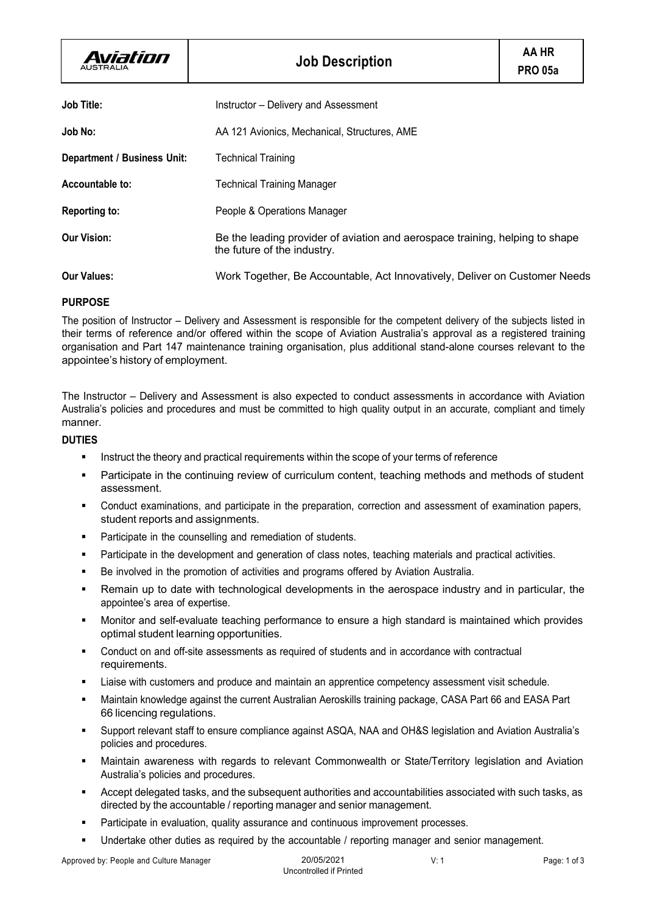| Aviation Australia | Job Description | AA HR PRO 05a |
|---|---|---|

| | |
|---|---|
| **Job Title:** | Instructor – Delivery and Assessment |
| **Job No:** | AA 121 Avionics, Mechanical, Structures, AME |
| **Department / Business Unit:** | Technical Training |
| **Accountable to:** | Technical Training Manager |
| **Reporting to:** | People & Operations Manager |
| **Our Vision:** | Be the leading provider of aviation and aerospace training, helping to shape the future of the industry. |
| **Our Values:** | Work Together, Be Accountable, Act Innovatively, Deliver on Customer Needs |

## PURPOSE

The position of Instructor – Delivery and Assessment is responsible for the competent delivery of the subjects listed in their terms of reference and/or offered within the scope of Aviation Australia's approval as a registered training organisation and Part 147 maintenance training organisation, plus additional stand-alone courses relevant to the appointee's history of employment.

The Instructor – Delivery and Assessment is also expected to conduct assessments in accordance with Aviation Australia's policies and procedures and must be committed to high quality output in an accurate, compliant and timely manner.

## DUTIES

- Instruct the theory and practical requirements within the scope of your terms of reference
- Participate in the continuing review of curriculum content, teaching methods and methods of student assessment.
- Conduct examinations, and participate in the preparation, correction and assessment of examination papers, student reports and assignments.
- Participate in the counselling and remediation of students.
- Participate in the development and generation of class notes, teaching materials and practical activities.
- Be involved in the promotion of activities and programs offered by Aviation Australia.
- Remain up to date with technological developments in the aerospace industry and in particular, the appointee's area of expertise.
- Monitor and self-evaluate teaching performance to ensure a high standard is maintained which provides optimal student learning opportunities.
- Conduct on and off-site assessments as required of students and in accordance with contractual requirements.
- Liaise with customers and produce and maintain an apprentice competency assessment visit schedule.
- Maintain knowledge against the current Australian Aeroskills training package, CASA Part 66 and EASA Part 66 licencing regulations.
- Support relevant staff to ensure compliance against ASQA, NAA and OH&S legislation and Aviation Australia's policies and procedures.
- Maintain awareness with regards to relevant Commonwealth or State/Territory legislation and Aviation Australia's policies and procedures.
- Accept delegated tasks, and the subsequent authorities and accountabilities associated with such tasks, as directed by the accountable / reporting manager and senior management.
- Participate in evaluation, quality assurance and continuous improvement processes.
- Undertake other duties as required by the accountable / reporting manager and senior management.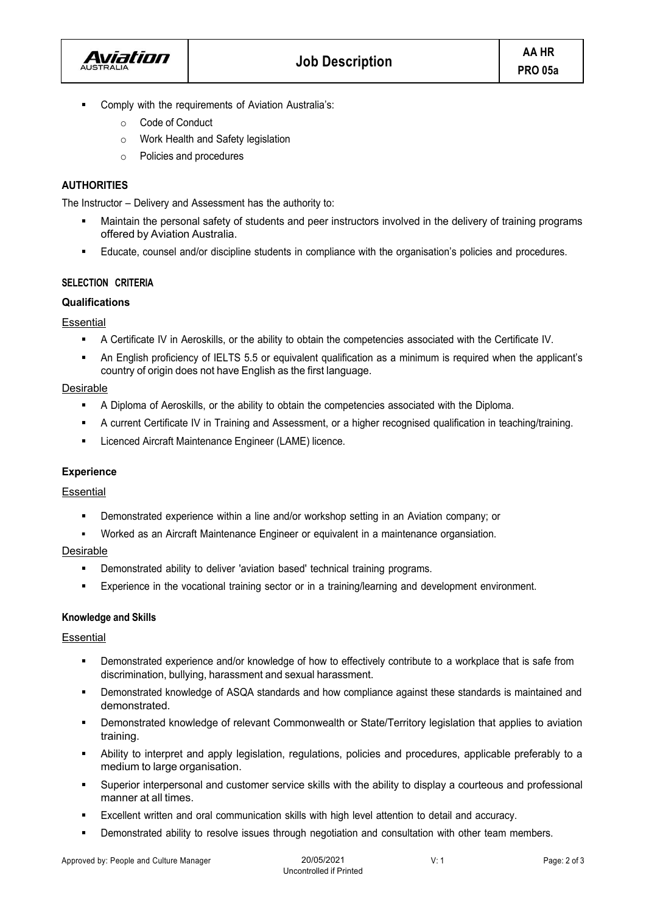- Comply with the requirements of Aviation Australia's:
  - Code of Conduct
  - Work Health and Safety legislation
  - Policies and procedures

## AUTHORITIES

The Instructor – Delivery and Assessment has the authority to:

- Maintain the personal safety of students and peer instructors involved in the delivery of training programs offered by Aviation Australia.
- Educate, counsel and/or discipline students in compliance with the organisation's policies and procedures.

## SELECTION CRITERIA

### Qualifications

Essential

- A Certificate IV in Aeroskills, or the ability to obtain the competencies associated with the Certificate IV.
- An English proficiency of IELTS 5.5 or equivalent qualification as a minimum is required when the applicant's country of origin does not have English as the first language.

Desirable

- A Diploma of Aeroskills, or the ability to obtain the competencies associated with the Diploma.
- A current Certificate IV in Training and Assessment, or a higher recognised qualification in teaching/training.
- Licenced Aircraft Maintenance Engineer (LAME) licence.

### Experience

Essential

- Demonstrated experience within a line and/or workshop setting in an Aviation company; or
- Worked as an Aircraft Maintenance Engineer or equivalent in a maintenance organsiation.

Desirable

- Demonstrated ability to deliver 'aviation based' technical training programs.
- Experience in the vocational training sector or in a training/learning and development environment.

### Knowledge and Skills

Essential

- Demonstrated experience and/or knowledge of how to effectively contribute to a workplace that is safe from discrimination, bullying, harassment and sexual harassment.
- Demonstrated knowledge of ASQA standards and how compliance against these standards is maintained and demonstrated.
- Demonstrated knowledge of relevant Commonwealth or State/Territory legislation that applies to aviation training.
- Ability to interpret and apply legislation, regulations, policies and procedures, applicable preferably to a medium to large organisation.
- Superior interpersonal and customer service skills with the ability to display a courteous and professional manner at all times.
- Excellent written and oral communication skills with high level attention to detail and accuracy.
- Demonstrated ability to resolve issues through negotiation and consultation with other team members.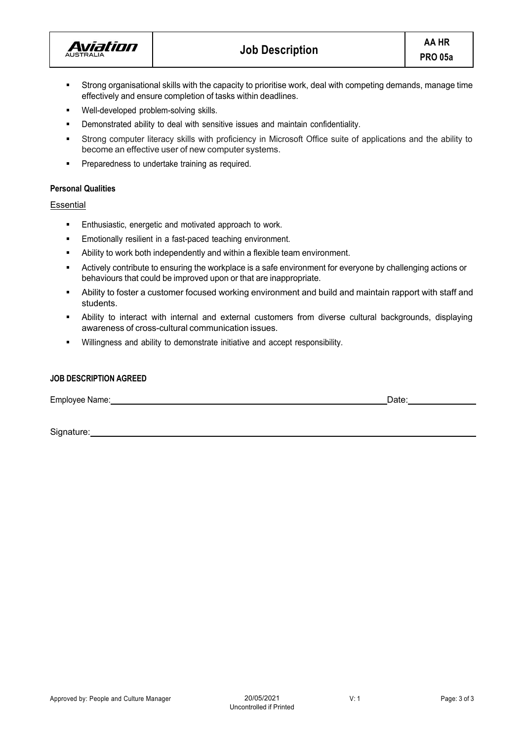- Strong organisational skills with the capacity to prioritise work, deal with competing demands, manage time effectively and ensure completion of tasks within deadlines.
- Well-developed problem-solving skills.
- Demonstrated ability to deal with sensitive issues and maintain confidentiality.
- Strong computer literacy skills with proficiency in Microsoft Office suite of applications and the ability to become an effective user of new computer systems.
- Preparedness to undertake training as required.

**Personal Qualities**

Essential

- Enthusiastic, energetic and motivated approach to work.
- Emotionally resilient in a fast-paced teaching environment.
- Ability to work both independently and within a flexible team environment.
- Actively contribute to ensuring the workplace is a safe environment for everyone by challenging actions or behaviours that could be improved upon or that are inappropriate.
- Ability to foster a customer focused working environment and build and maintain rapport with staff and students.
- Ability to interact with internal and external customers from diverse cultural backgrounds, displaying awareness of cross-cultural communication issues.
- Willingness and ability to demonstrate initiative and accept responsibility.

**JOB DESCRIPTION AGREED**

Employee Name:________________________________________ Date:______________

Signature:______________________________________________________________